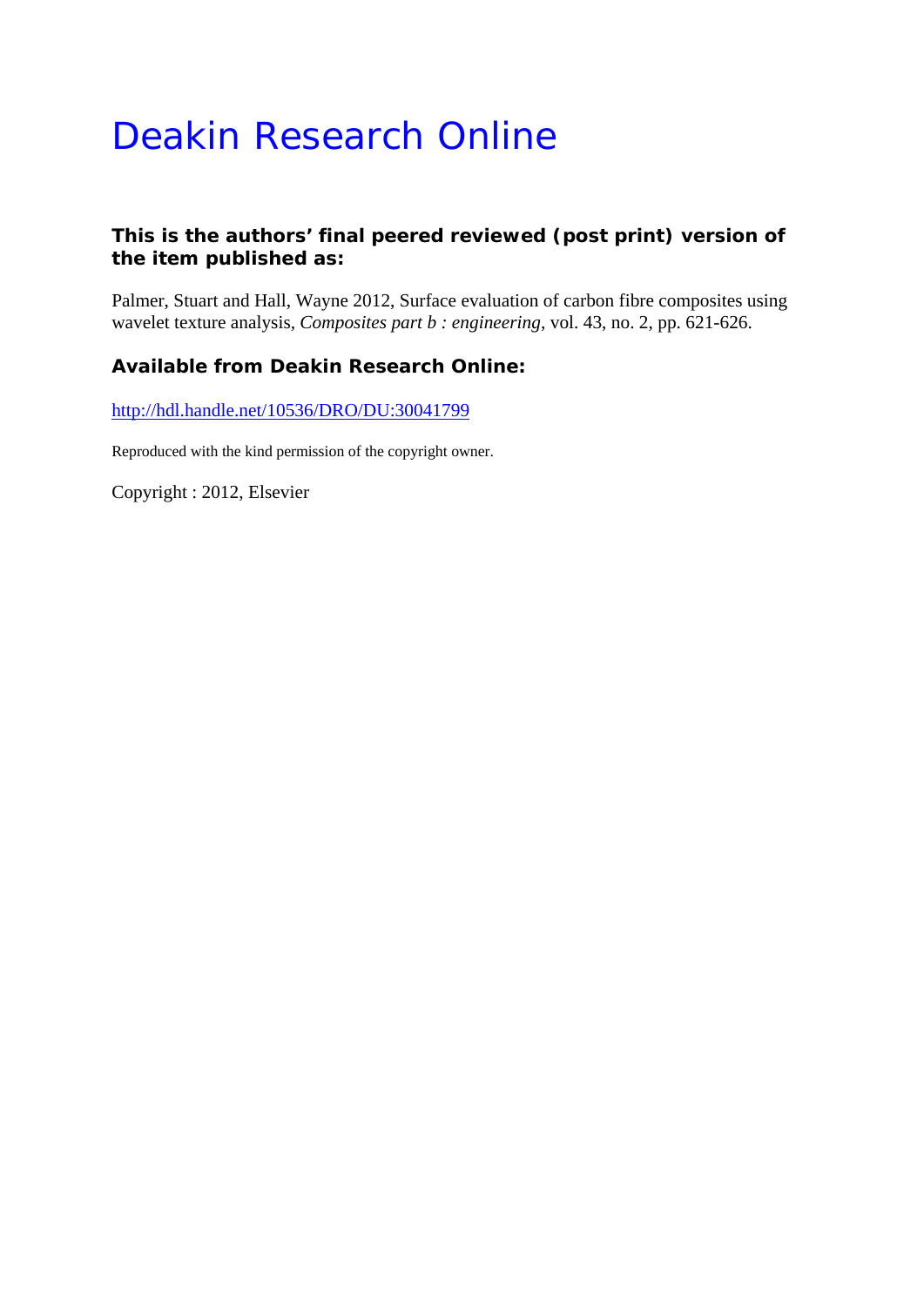# Deakin Research Online

### This is the authors' final peered reviewed (post print) version of the item published as:

Palmer, Stuart and Hall, Wayne 2012, Surface evaluation of carbon fibre composites using wavelet texture analysis, *Composites part b : engineering*, vol. 43, no. 2, pp. 621-626.

### Available from Deakin Research Online:

http://hdl.handle.net/10536/DRO/DU:30041799

Reproduced with the kind permission of the copyright owner.

Copyright : 2012, Elsevier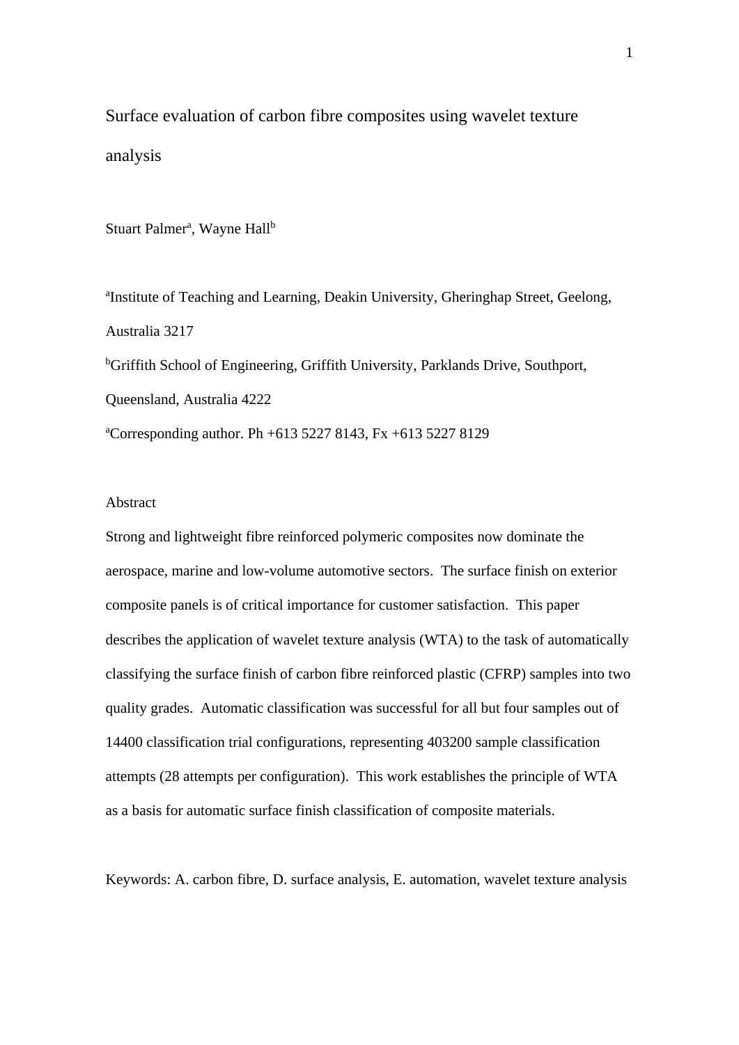# Surface evaluation of carbon fibre composites using wavelet texture analysis

Stuart Palmer[a], Wayne Hall[b]

[a]Institute of Teaching and Learning, Deakin University, Gheringhap Street, Geelong, Australia 3217

[b]Griffith School of Engineering, Griffith University, Parklands Drive, Southport, Queensland, Australia 4222

[a]Corresponding author. Ph +613 5227 8143, Fx +613 5227 8129

## Abstract

Strong and lightweight fibre reinforced polymeric composites now dominate the aerospace, marine and low-volume automotive sectors. The surface finish on exterior composite panels is of critical importance for customer satisfaction. This paper describes the application of wavelet texture analysis (WTA) to the task of automatically classifying the surface finish of carbon fibre reinforced plastic (CFRP) samples into two quality grades. Automatic classification was successful for all but four samples out of 14400 classification trial configurations, representing 403200 sample classification attempts (28 attempts per configuration). This work establishes the principle of WTA as a basis for automatic surface finish classification of composite materials.

Keywords: A. carbon fibre, D. surface analysis, E. automation, wavelet texture analysis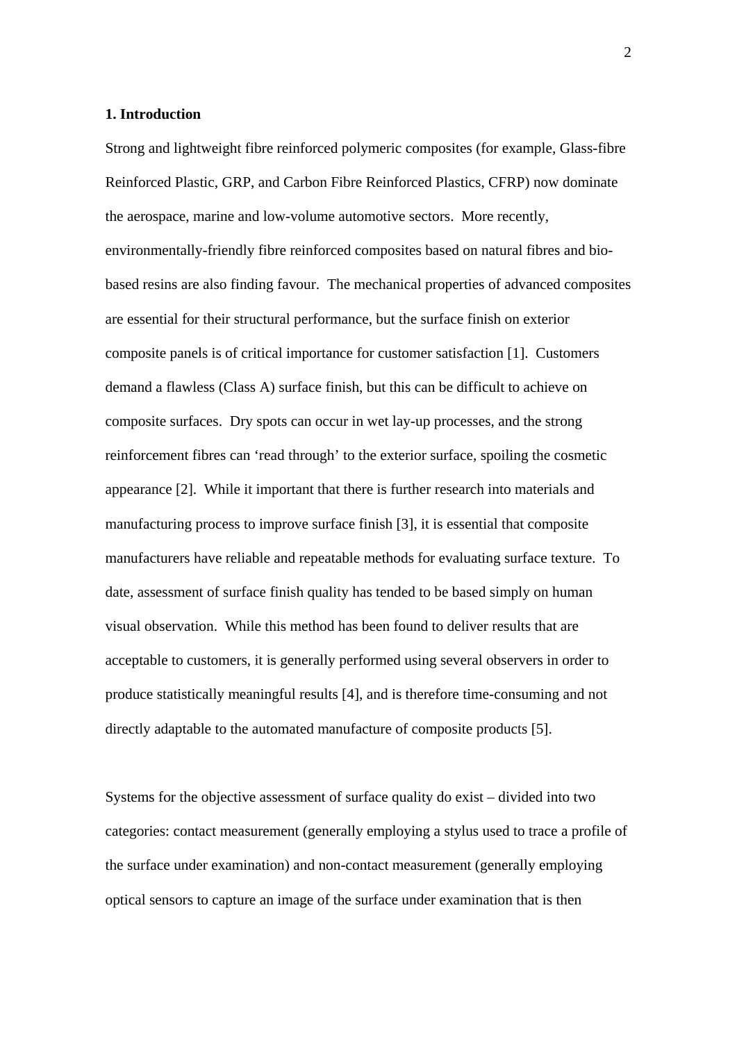## 1. Introduction

Strong and lightweight fibre reinforced polymeric composites (for example, Glass-fibre Reinforced Plastic, GRP, and Carbon Fibre Reinforced Plastics, CFRP) now dominate the aerospace, marine and low-volume automotive sectors. More recently, environmentally-friendly fibre reinforced composites based on natural fibres and bio-based resins are also finding favour. The mechanical properties of advanced composites are essential for their structural performance, but the surface finish on exterior composite panels is of critical importance for customer satisfaction [1]. Customers demand a flawless (Class A) surface finish, but this can be difficult to achieve on composite surfaces. Dry spots can occur in wet lay-up processes, and the strong reinforcement fibres can 'read through' to the exterior surface, spoiling the cosmetic appearance [2]. While it important that there is further research into materials and manufacturing process to improve surface finish [3], it is essential that composite manufacturers have reliable and repeatable methods for evaluating surface texture. To date, assessment of surface finish quality has tended to be based simply on human visual observation. While this method has been found to deliver results that are acceptable to customers, it is generally performed using several observers in order to produce statistically meaningful results [4], and is therefore time-consuming and not directly adaptable to the automated manufacture of composite products [5].

Systems for the objective assessment of surface quality do exist – divided into two categories: contact measurement (generally employing a stylus used to trace a profile of the surface under examination) and non-contact measurement (generally employing optical sensors to capture an image of the surface under examination that is then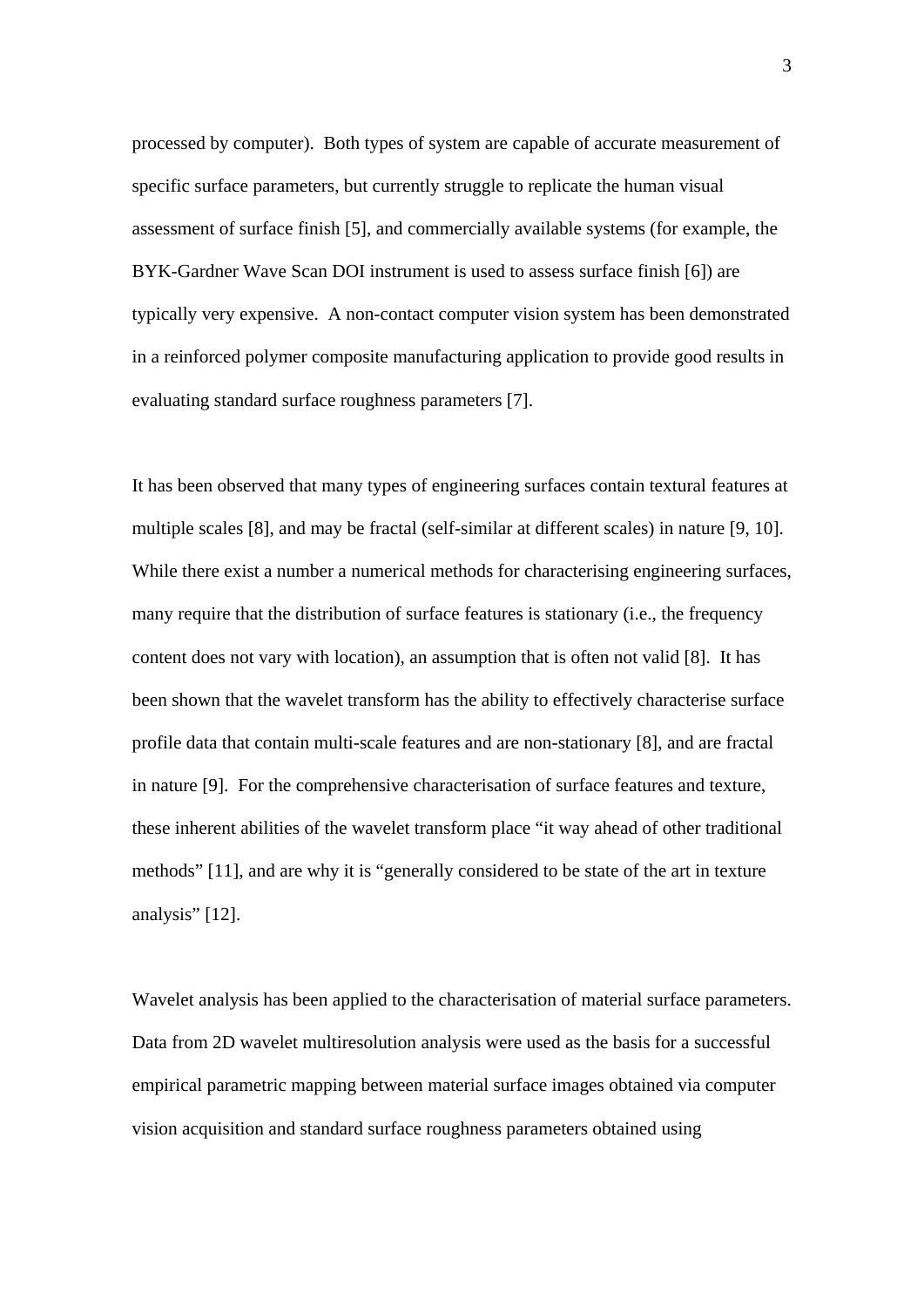processed by computer). Both types of system are capable of accurate measurement of specific surface parameters, but currently struggle to replicate the human visual assessment of surface finish [5], and commercially available systems (for example, the BYK-Gardner Wave Scan DOI instrument is used to assess surface finish [6]) are typically very expensive. A non-contact computer vision system has been demonstrated in a reinforced polymer composite manufacturing application to provide good results in evaluating standard surface roughness parameters [7].

It has been observed that many types of engineering surfaces contain textural features at multiple scales [8], and may be fractal (self-similar at different scales) in nature [9, 10]. While there exist a number a numerical methods for characterising engineering surfaces, many require that the distribution of surface features is stationary (i.e., the frequency content does not vary with location), an assumption that is often not valid [8]. It has been shown that the wavelet transform has the ability to effectively characterise surface profile data that contain multi-scale features and are non-stationary [8], and are fractal in nature [9]. For the comprehensive characterisation of surface features and texture, these inherent abilities of the wavelet transform place "it way ahead of other traditional methods" [11], and are why it is "generally considered to be state of the art in texture analysis" [12].

Wavelet analysis has been applied to the characterisation of material surface parameters. Data from 2D wavelet multiresolution analysis were used as the basis for a successful empirical parametric mapping between material surface images obtained via computer vision acquisition and standard surface roughness parameters obtained using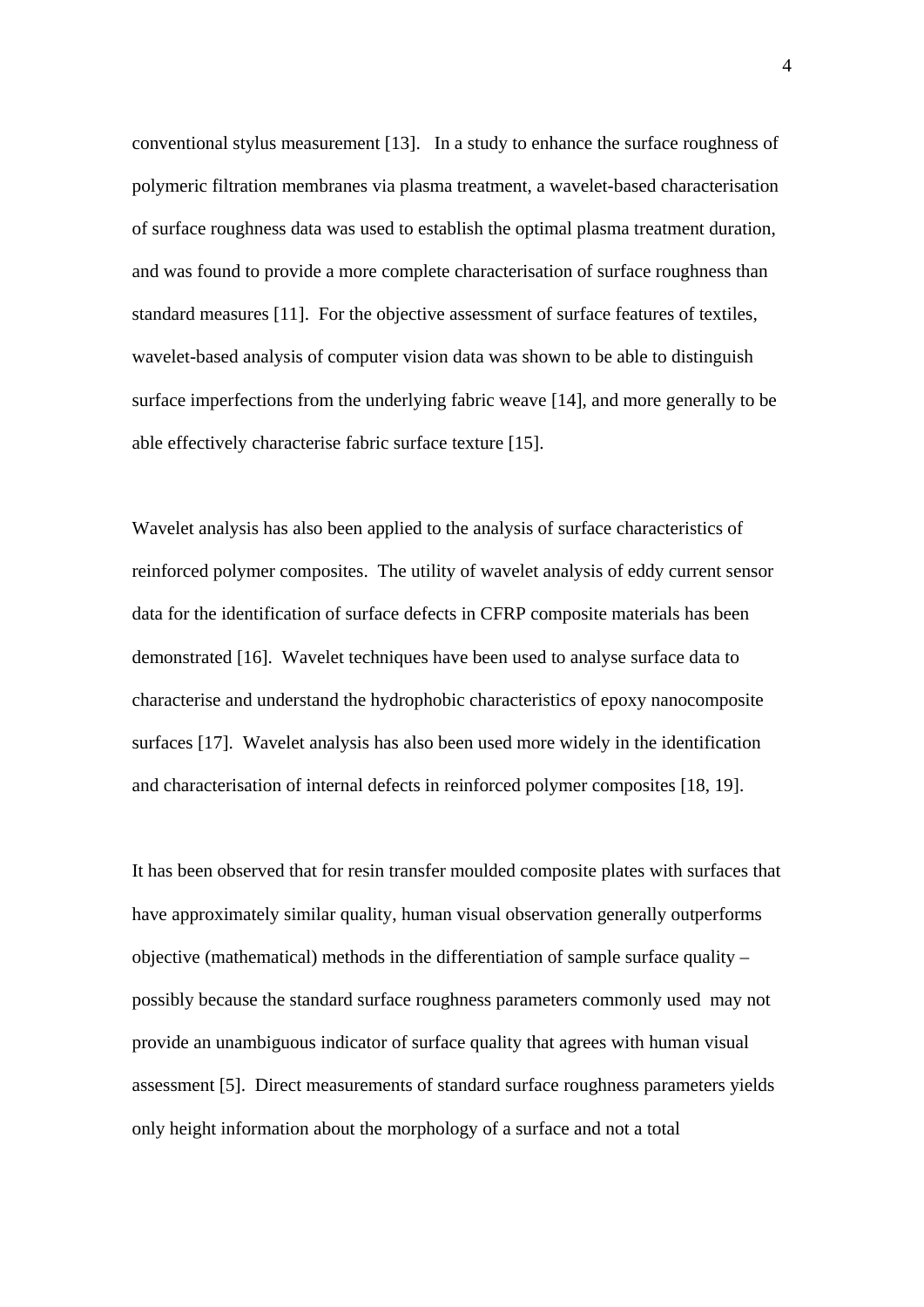conventional stylus measurement [13]. In a study to enhance the surface roughness of polymeric filtration membranes via plasma treatment, a wavelet-based characterisation of surface roughness data was used to establish the optimal plasma treatment duration, and was found to provide a more complete characterisation of surface roughness than standard measures [11]. For the objective assessment of surface features of textiles, wavelet-based analysis of computer vision data was shown to be able to distinguish surface imperfections from the underlying fabric weave [14], and more generally to be able effectively characterise fabric surface texture [15].

Wavelet analysis has also been applied to the analysis of surface characteristics of reinforced polymer composites. The utility of wavelet analysis of eddy current sensor data for the identification of surface defects in CFRP composite materials has been demonstrated [16]. Wavelet techniques have been used to analyse surface data to characterise and understand the hydrophobic characteristics of epoxy nanocomposite surfaces [17]. Wavelet analysis has also been used more widely in the identification and characterisation of internal defects in reinforced polymer composites [18, 19].

It has been observed that for resin transfer moulded composite plates with surfaces that have approximately similar quality, human visual observation generally outperforms objective (mathematical) methods in the differentiation of sample surface quality – possibly because the standard surface roughness parameters commonly used may not provide an unambiguous indicator of surface quality that agrees with human visual assessment [5]. Direct measurements of standard surface roughness parameters yields only height information about the morphology of a surface and not a total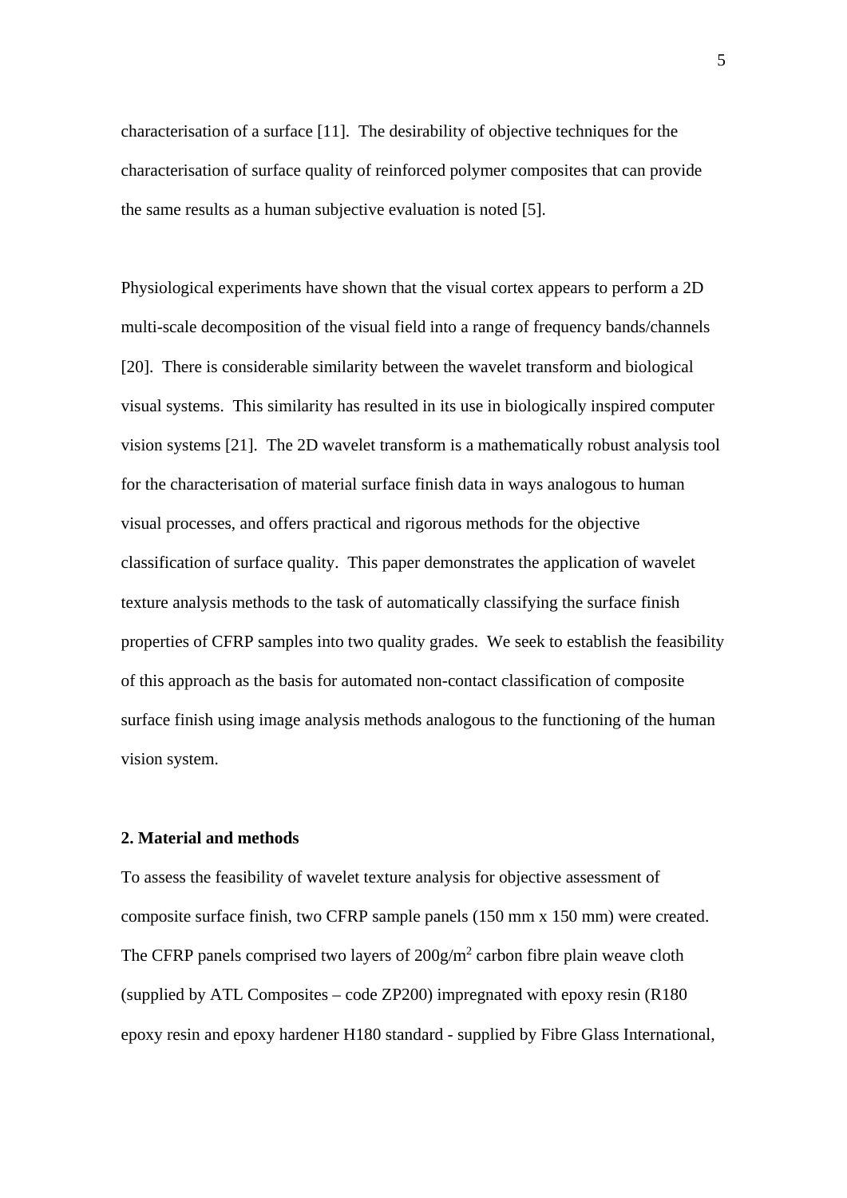characterisation of a surface [11]. The desirability of objective techniques for the characterisation of surface quality of reinforced polymer composites that can provide the same results as a human subjective evaluation is noted [5].

Physiological experiments have shown that the visual cortex appears to perform a 2D multi-scale decomposition of the visual field into a range of frequency bands/channels [20]. There is considerable similarity between the wavelet transform and biological visual systems. This similarity has resulted in its use in biologically inspired computer vision systems [21]. The 2D wavelet transform is a mathematically robust analysis tool for the characterisation of material surface finish data in ways analogous to human visual processes, and offers practical and rigorous methods for the objective classification of surface quality. This paper demonstrates the application of wavelet texture analysis methods to the task of automatically classifying the surface finish properties of CFRP samples into two quality grades. We seek to establish the feasibility of this approach as the basis for automated non-contact classification of composite surface finish using image analysis methods analogous to the functioning of the human vision system.

## 2. Material and methods

To assess the feasibility of wavelet texture analysis for objective assessment of composite surface finish, two CFRP sample panels (150 mm x 150 mm) were created. The CFRP panels comprised two layers of $200 g/m^2$ carbon fibre plain weave cloth (supplied by ATL Composites – code ZP200) impregnated with epoxy resin (R180 epoxy resin and epoxy hardener H180 standard - supplied by Fibre Glass International,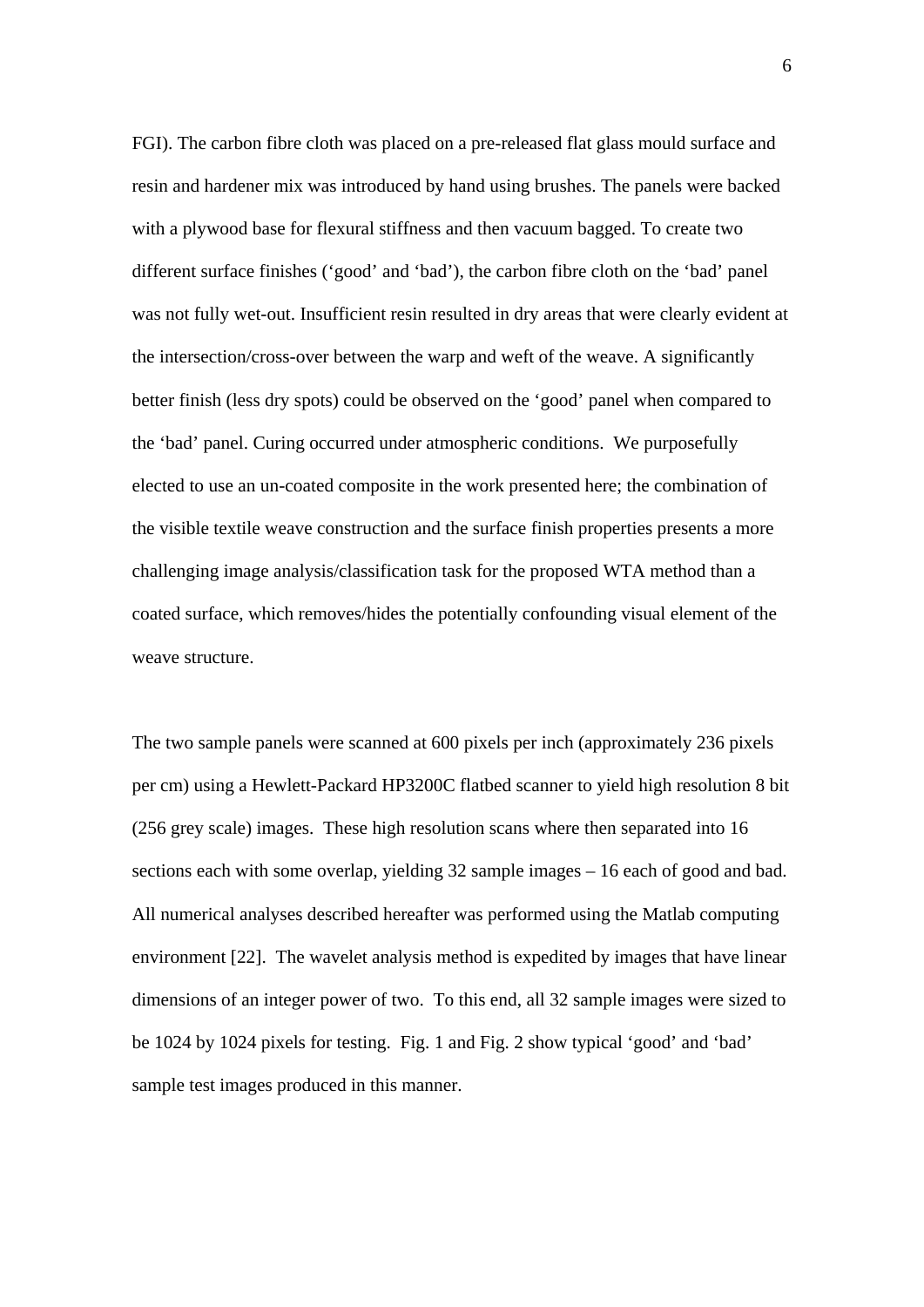FGI). The carbon fibre cloth was placed on a pre-released flat glass mould surface and resin and hardener mix was introduced by hand using brushes. The panels were backed with a plywood base for flexural stiffness and then vacuum bagged. To create two different surface finishes (‘good’ and ‘bad’), the carbon fibre cloth on the ‘bad’ panel was not fully wet-out. Insufficient resin resulted in dry areas that were clearly evident at the intersection/cross-over between the warp and weft of the weave. A significantly better finish (less dry spots) could be observed on the ‘good’ panel when compared to the ‘bad’ panel. Curing occurred under atmospheric conditions. We purposefully elected to use an un-coated composite in the work presented here; the combination of the visible textile weave construction and the surface finish properties presents a more challenging image analysis/classification task for the proposed WTA method than a coated surface, which removes/hides the potentially confounding visual element of the weave structure.

The two sample panels were scanned at 600 pixels per inch (approximately 236 pixels per cm) using a Hewlett-Packard HP3200C flatbed scanner to yield high resolution 8 bit (256 grey scale) images. These high resolution scans where then separated into 16 sections each with some overlap, yielding 32 sample images – 16 each of good and bad. All numerical analyses described hereafter was performed using the Matlab computing environment [22]. The wavelet analysis method is expedited by images that have linear dimensions of an integer power of two. To this end, all 32 sample images were sized to be 1024 by 1024 pixels for testing. Fig. 1 and Fig. 2 show typical ‘good’ and ‘bad’ sample test images produced in this manner.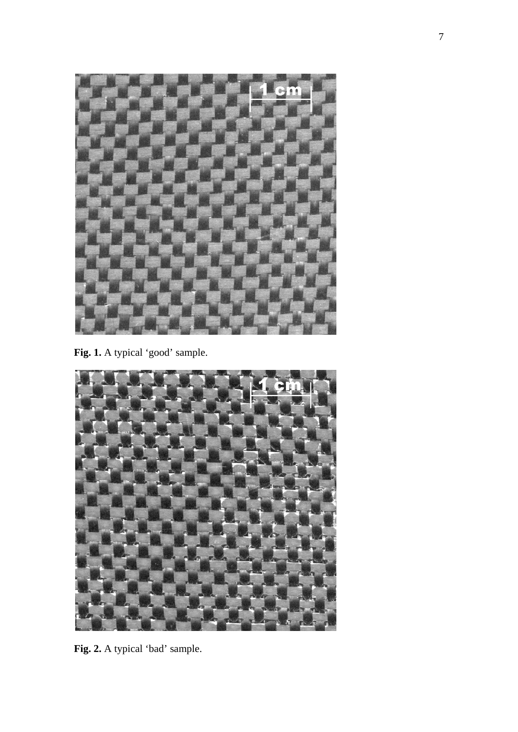**Fig. 1.** A typical 'good' sample.

**Fig. 2.** A typical 'bad' sample.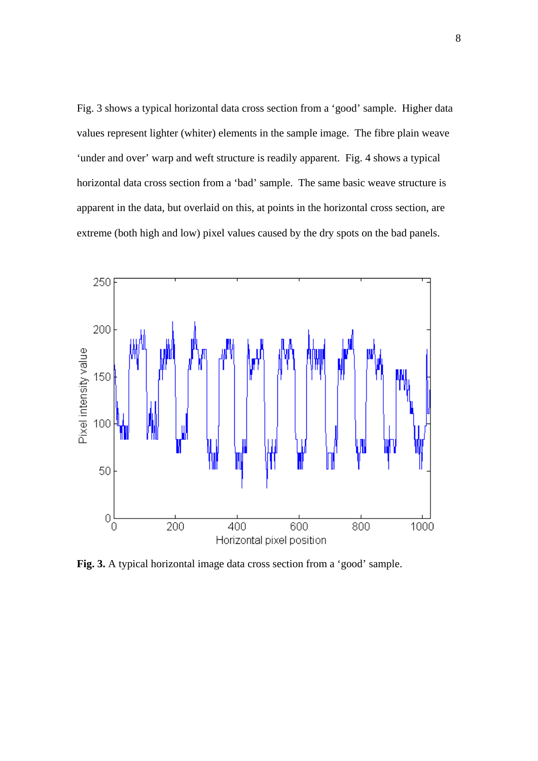Fig. 3 shows a typical horizontal data cross section from a ‘good’ sample. Higher data values represent lighter (whiter) elements in the sample image. The fibre plain weave ‘under and over’ warp and weft structure is readily apparent. Fig. 4 shows a typical horizontal data cross section from a ‘bad’ sample. The same basic weave structure is apparent in the data, but overlaid on this, at points in the horizontal cross section, are extreme (both high and low) pixel values caused by the dry spots on the bad panels.

**Fig. 3.** A typical horizontal image data cross section from a ‘good’ sample.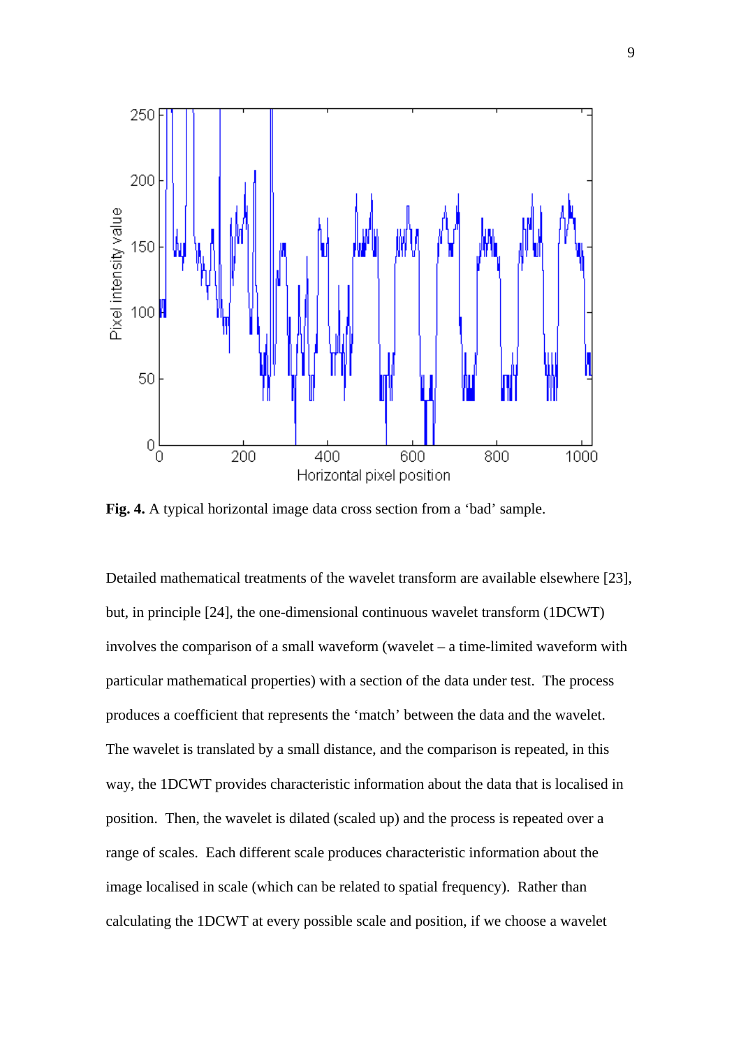**Fig. 4.** A typical horizontal image data cross section from a 'bad' sample.

Detailed mathematical treatments of the wavelet transform are available elsewhere [23], but, in principle [24], the one-dimensional continuous wavelet transform (1DCWT) involves the comparison of a small waveform (wavelet – a time-limited waveform with particular mathematical properties) with a section of the data under test. The process produces a coefficient that represents the 'match' between the data and the wavelet. The wavelet is translated by a small distance, and the comparison is repeated, in this way, the 1DCWT provides characteristic information about the data that is localised in position. Then, the wavelet is dilated (scaled up) and the process is repeated over a range of scales. Each different scale produces characteristic information about the image localised in scale (which can be related to spatial frequency). Rather than calculating the 1DCWT at every possible scale and position, if we choose a wavelet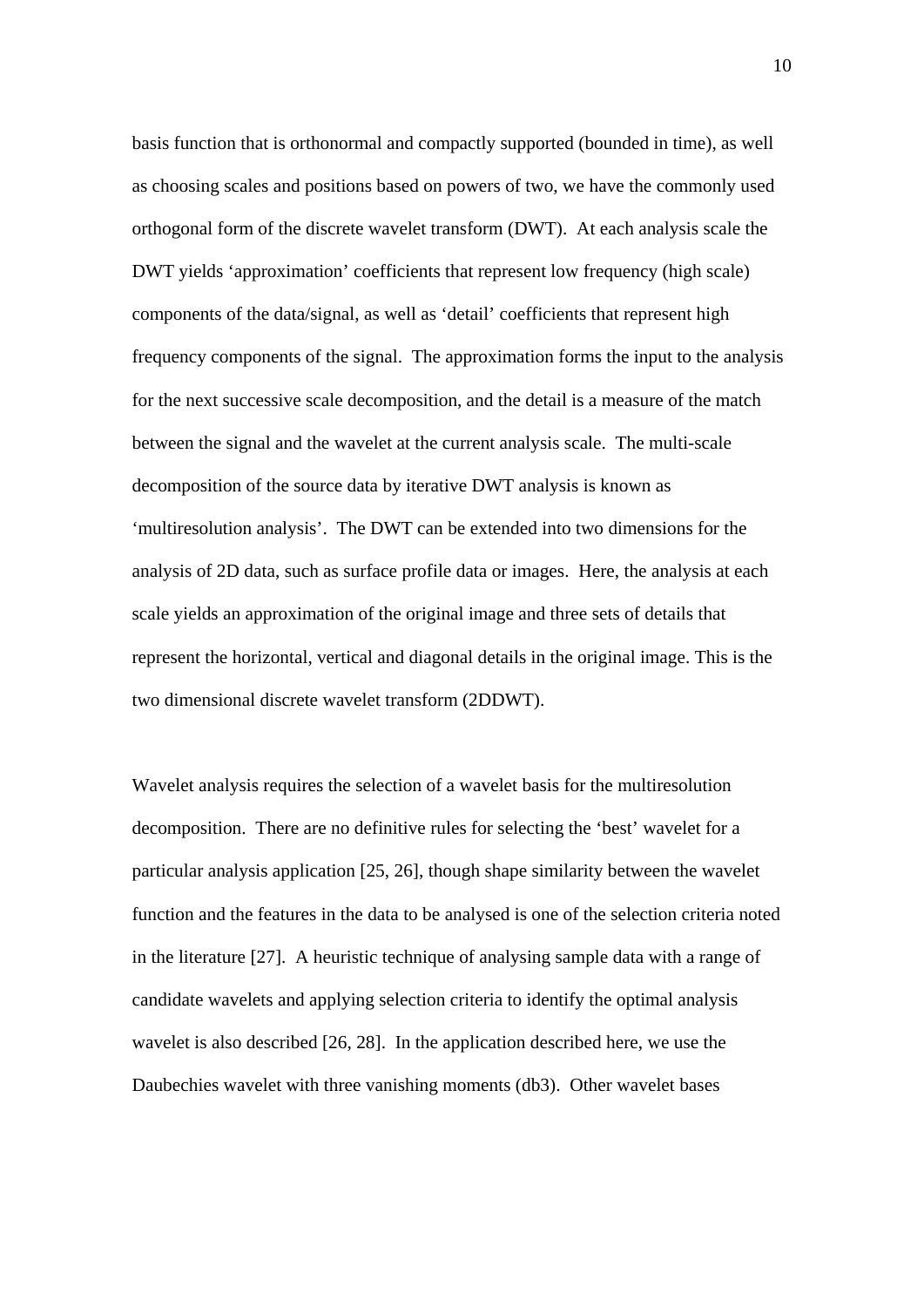basis function that is orthonormal and compactly supported (bounded in time), as well as choosing scales and positions based on powers of two, we have the commonly used orthogonal form of the discrete wavelet transform (DWT). At each analysis scale the DWT yields 'approximation' coefficients that represent low frequency (high scale) components of the data/signal, as well as 'detail' coefficients that represent high frequency components of the signal. The approximation forms the input to the analysis for the next successive scale decomposition, and the detail is a measure of the match between the signal and the wavelet at the current analysis scale. The multi-scale decomposition of the source data by iterative DWT analysis is known as 'multiresolution analysis'. The DWT can be extended into two dimensions for the analysis of 2D data, such as surface profile data or images. Here, the analysis at each scale yields an approximation of the original image and three sets of details that represent the horizontal, vertical and diagonal details in the original image. This is the two dimensional discrete wavelet transform (2DDWT).

Wavelet analysis requires the selection of a wavelet basis for the multiresolution decomposition. There are no definitive rules for selecting the 'best' wavelet for a particular analysis application [25, 26], though shape similarity between the wavelet function and the features in the data to be analysed is one of the selection criteria noted in the literature [27]. A heuristic technique of analysing sample data with a range of candidate wavelets and applying selection criteria to identify the optimal analysis wavelet is also described [26, 28]. In the application described here, we use the Daubechies wavelet with three vanishing moments (db3). Other wavelet bases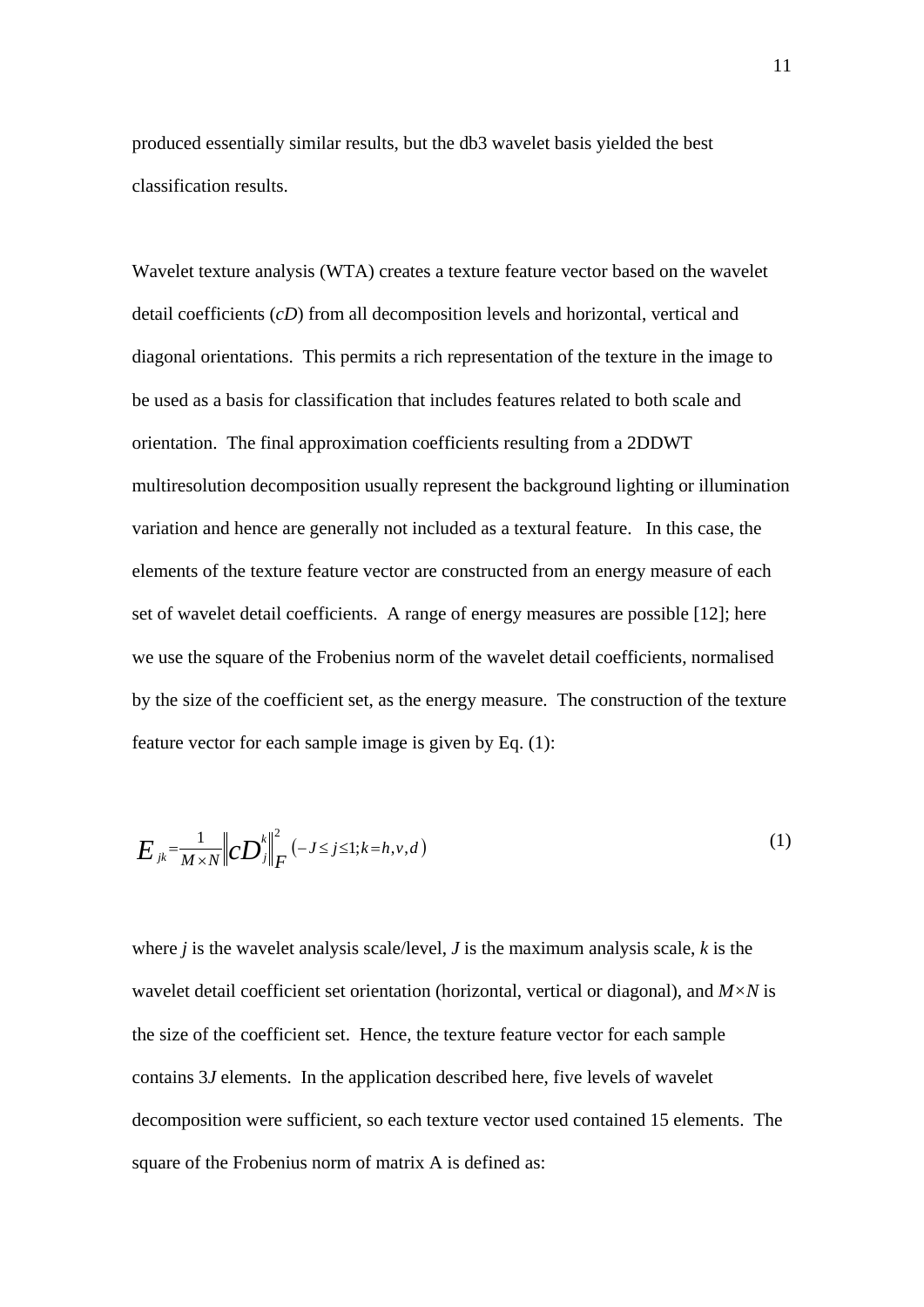produced essentially similar results, but the db3 wavelet basis yielded the best classification results.

Wavelet texture analysis (WTA) creates a texture feature vector based on the wavelet detail coefficients (*cD*) from all decomposition levels and horizontal, vertical and diagonal orientations. This permits a rich representation of the texture in the image to be used as a basis for classification that includes features related to both scale and orientation. The final approximation coefficients resulting from a 2DDWT multiresolution decomposition usually represent the background lighting or illumination variation and hence are generally not included as a textural feature. In this case, the elements of the texture feature vector are constructed from an energy measure of each set of wavelet detail coefficients. A range of energy measures are possible [12]; here we use the square of the Frobenius norm of the wavelet detail coefficients, normalised by the size of the coefficient set, as the energy measure. The construction of the texture feature vector for each sample image is given by Eq. (1):

$$E_{jk} = \frac{1}{M \times N} \left\| cD_j^k \right\|_F^2 \quad \left( -J \leq j \leq 1; k = h, v, d \right) \tag{1}$$

where $j$ is the wavelet analysis scale/level, $J$ is the maximum analysis scale, $k$ is the wavelet detail coefficient set orientation (horizontal, vertical or diagonal), and $M \times N$ is the size of the coefficient set. Hence, the texture feature vector for each sample contains $3J$ elements. In the application described here, five levels of wavelet decomposition were sufficient, so each texture vector used contained 15 elements. The square of the Frobenius norm of matrix A is defined as: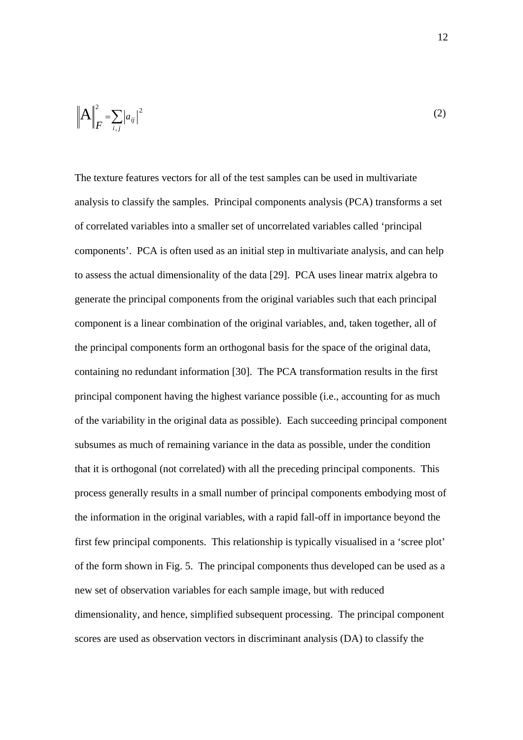$$\|A\|_F^2 = \sum_{i,j} |a_{ij}|^2 \tag{2}$$

The texture features vectors for all of the test samples can be used in multivariate analysis to classify the samples. Principal components analysis (PCA) transforms a set of correlated variables into a smaller set of uncorrelated variables called 'principal components'. PCA is often used as an initial step in multivariate analysis, and can help to assess the actual dimensionality of the data [29]. PCA uses linear matrix algebra to generate the principal components from the original variables such that each principal component is a linear combination of the original variables, and, taken together, all of the principal components form an orthogonal basis for the space of the original data, containing no redundant information [30]. The PCA transformation results in the first principal component having the highest variance possible (i.e., accounting for as much of the variability in the original data as possible). Each succeeding principal component subsumes as much of remaining variance in the data as possible, under the condition that it is orthogonal (not correlated) with all the preceding principal components. This process generally results in a small number of principal components embodying most of the information in the original variables, with a rapid fall-off in importance beyond the first few principal components. This relationship is typically visualised in a 'scree plot' of the form shown in Fig. 5. The principal components thus developed can be used as a new set of observation variables for each sample image, but with reduced dimensionality, and hence, simplified subsequent processing. The principal component scores are used as observation vectors in discriminant analysis (DA) to classify the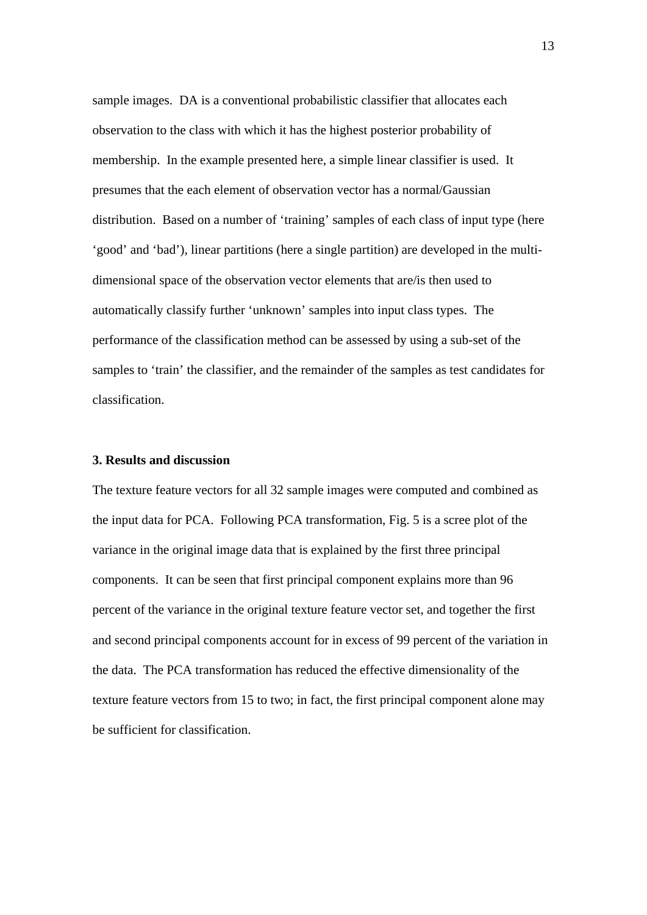sample images. DA is a conventional probabilistic classifier that allocates each observation to the class with which it has the highest posterior probability of membership. In the example presented here, a simple linear classifier is used. It presumes that the each element of observation vector has a normal/Gaussian distribution. Based on a number of 'training' samples of each class of input type (here 'good' and 'bad'), linear partitions (here a single partition) are developed in the multi-dimensional space of the observation vector elements that are/is then used to automatically classify further 'unknown' samples into input class types. The performance of the classification method can be assessed by using a sub-set of the samples to 'train' the classifier, and the remainder of the samples as test candidates for classification.

### 3. Results and discussion

The texture feature vectors for all 32 sample images were computed and combined as the input data for PCA. Following PCA transformation, Fig. 5 is a scree plot of the variance in the original image data that is explained by the first three principal components. It can be seen that first principal component explains more than 96 percent of the variance in the original texture feature vector set, and together the first and second principal components account for in excess of 99 percent of the variation in the data. The PCA transformation has reduced the effective dimensionality of the texture feature vectors from 15 to two; in fact, the first principal component alone may be sufficient for classification.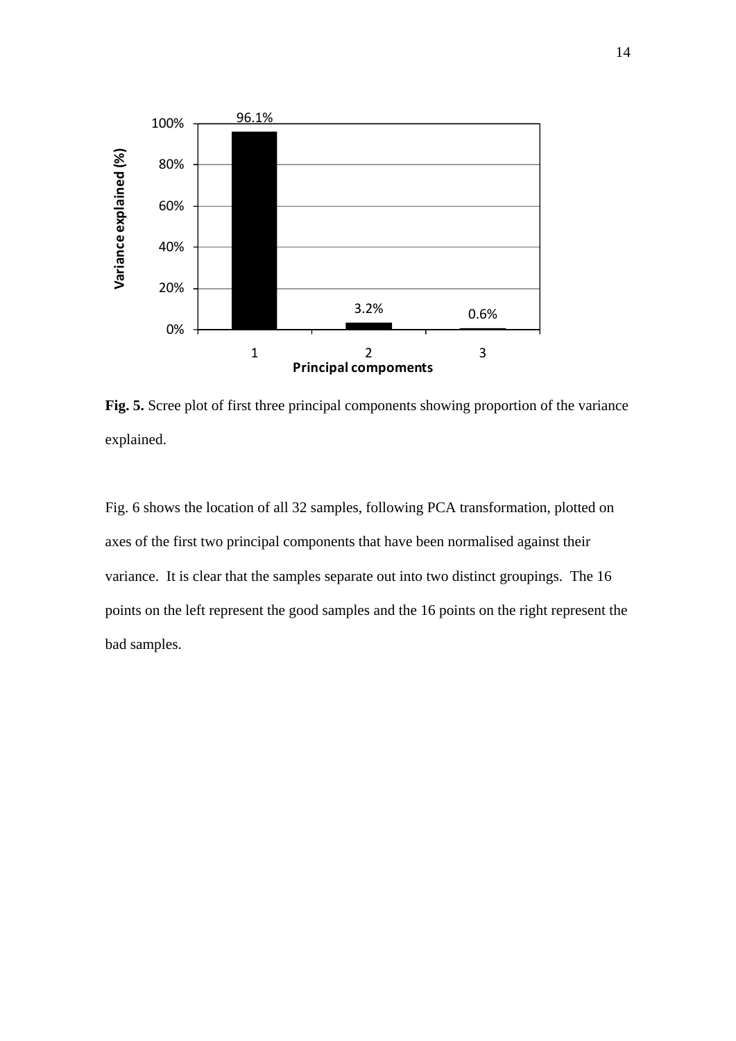**Fig. 5.** Scree plot of first three principal components showing proportion of the variance explained.

Fig. 6 shows the location of all 32 samples, following PCA transformation, plotted on axes of the first two principal components that have been normalised against their variance. It is clear that the samples separate out into two distinct groupings. The 16 points on the left represent the good samples and the 16 points on the right represent the bad samples.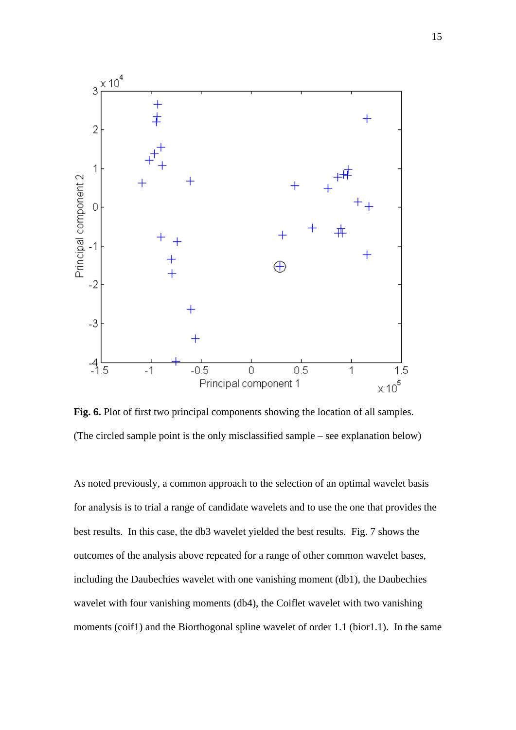**Fig. 6.** Plot of first two principal components showing the location of all samples. (The circled sample point is the only misclassified sample – see explanation below)

As noted previously, a common approach to the selection of an optimal wavelet basis for analysis is to trial a range of candidate wavelets and to use the one that provides the best results. In this case, the db3 wavelet yielded the best results. Fig. 7 shows the outcomes of the analysis above repeated for a range of other common wavelet bases, including the Daubechies wavelet with one vanishing moment (db1), the Daubechies wavelet with four vanishing moments (db4), the Coiflet wavelet with two vanishing moments (coif1) and the Biorthogonal spline wavelet of order 1.1 (bior1.1). In the same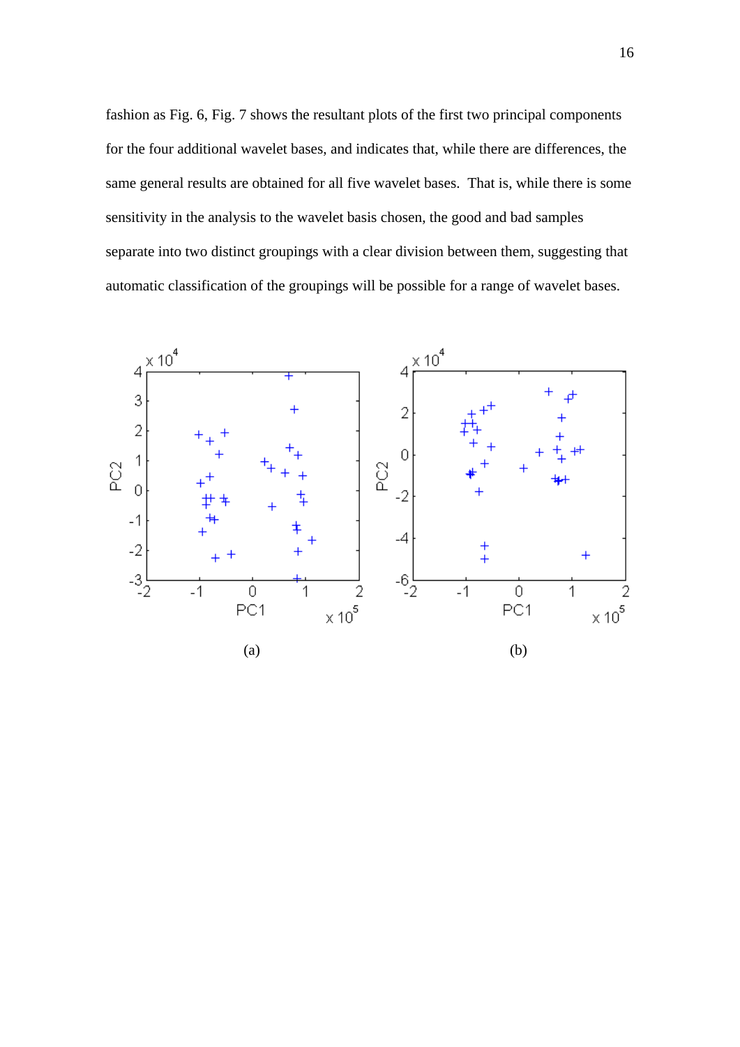fashion as Fig. 6, Fig. 7 shows the resultant plots of the first two principal components for the four additional wavelet bases, and indicates that, while there are differences, the same general results are obtained for all five wavelet bases. That is, while there is some sensitivity in the analysis to the wavelet basis chosen, the good and bad samples separate into two distinct groupings with a clear division between them, suggesting that automatic classification of the groupings will be possible for a range of wavelet bases.

(a)

(b)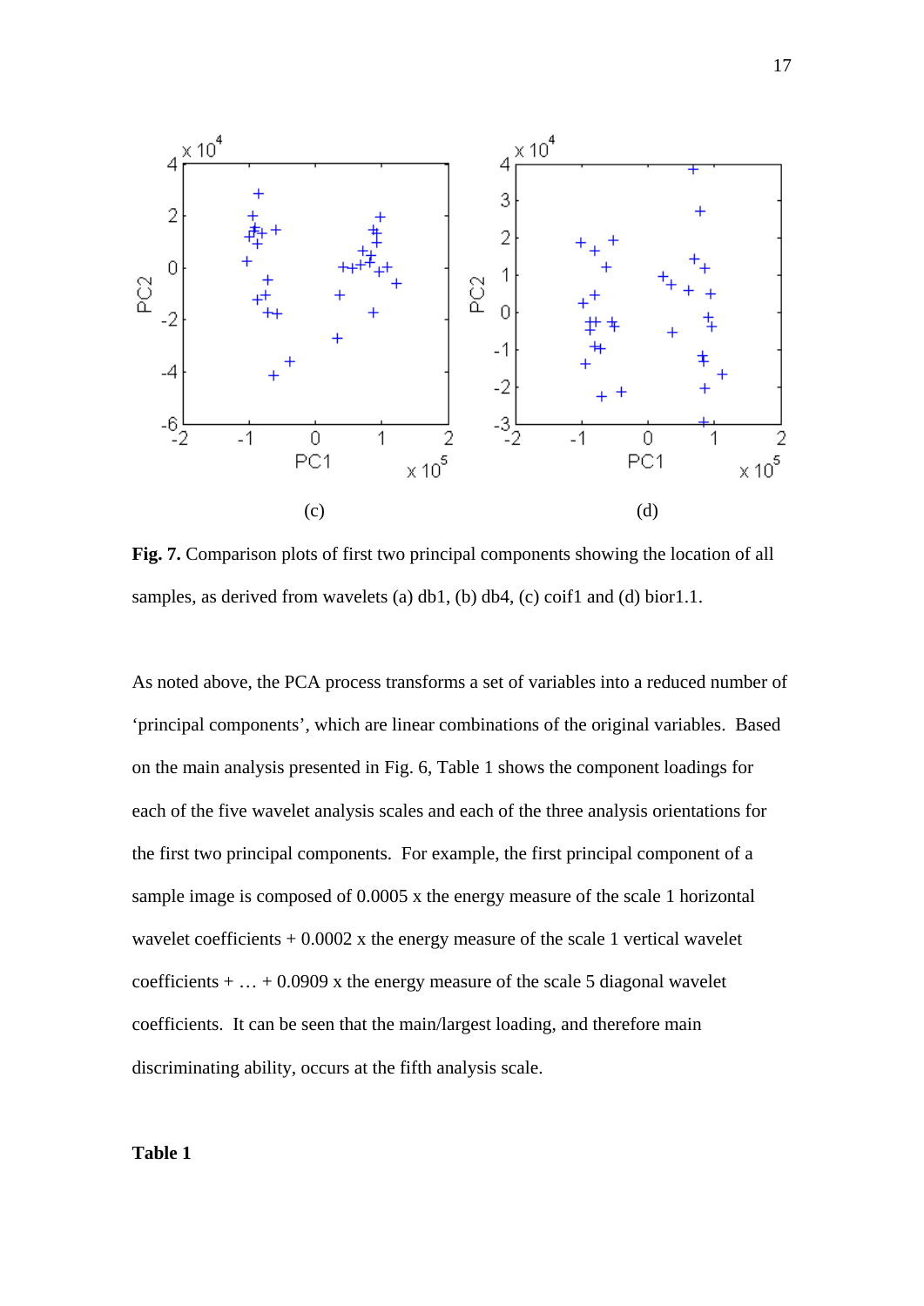(c) (d)

**Fig. 7.** Comparison plots of first two principal components showing the location of all samples, as derived from wavelets (a) db1, (b) db4, (c) coif1 and (d) bior1.1.

As noted above, the PCA process transforms a set of variables into a reduced number of ‘principal components’, which are linear combinations of the original variables. Based on the main analysis presented in Fig. 6, Table 1 shows the component loadings for each of the five wavelet analysis scales and each of the three analysis orientations for the first two principal components. For example, the first principal component of a sample image is composed of 0.0005 x the energy measure of the scale 1 horizontal wavelet coefficients + 0.0002 x the energy measure of the scale 1 vertical wavelet coefficients + … + 0.0909 x the energy measure of the scale 5 diagonal wavelet coefficients. It can be seen that the main/largest loading, and therefore main discriminating ability, occurs at the fifth analysis scale.

**Table 1**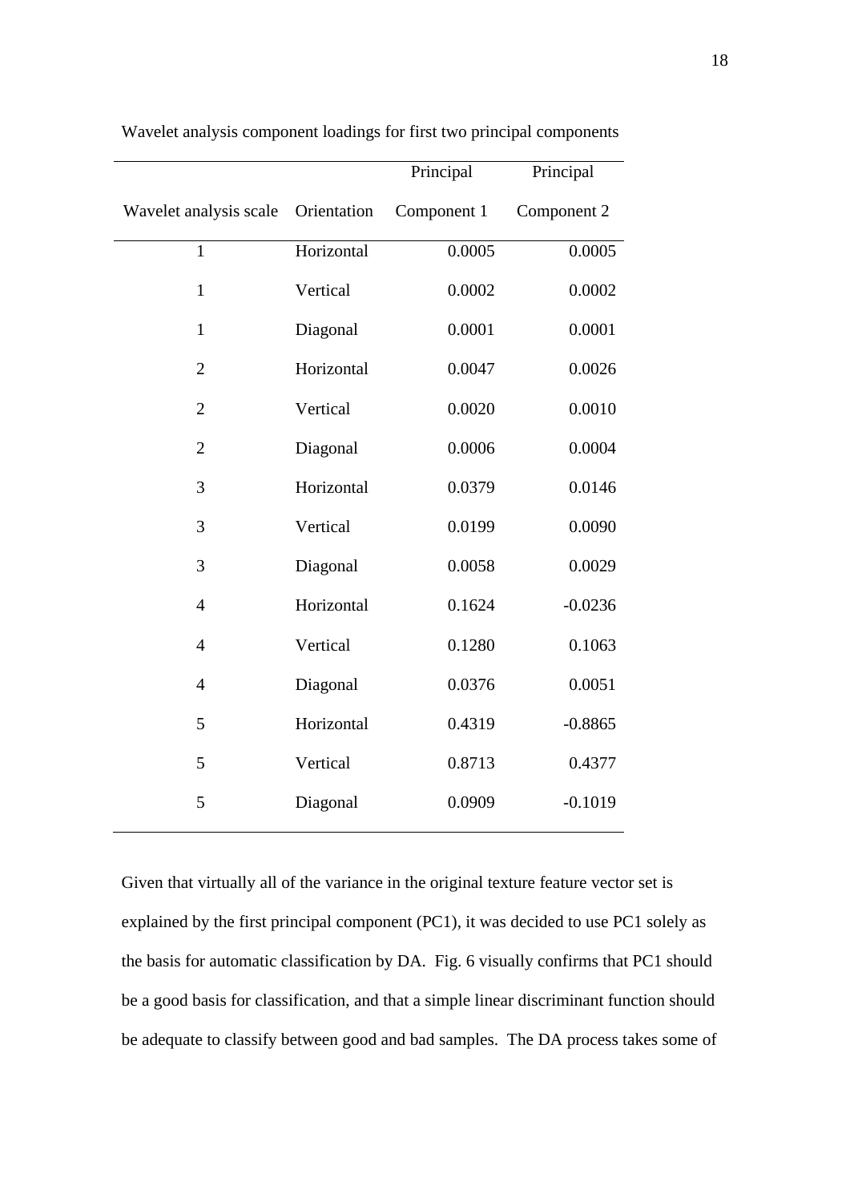Wavelet analysis component loadings for first two principal components

| Wavelet analysis scale | Orientation | Principal Component 1 | Principal Component 2 |
|---|---|---|---|
| 1 | Horizontal | 0.0005 | 0.0005 |
| 1 | Vertical | 0.0002 | 0.0002 |
| 1 | Diagonal | 0.0001 | 0.0001 |
| 2 | Horizontal | 0.0047 | 0.0026 |
| 2 | Vertical | 0.0020 | 0.0010 |
| 2 | Diagonal | 0.0006 | 0.0004 |
| 3 | Horizontal | 0.0379 | 0.0146 |
| 3 | Vertical | 0.0199 | 0.0090 |
| 3 | Diagonal | 0.0058 | 0.0029 |
| 4 | Horizontal | 0.1624 | -0.0236 |
| 4 | Vertical | 0.1280 | 0.1063 |
| 4 | Diagonal | 0.0376 | 0.0051 |
| 5 | Horizontal | 0.4319 | -0.8865 |
| 5 | Vertical | 0.8713 | 0.4377 |
| 5 | Diagonal | 0.0909 | -0.1019 |

Given that virtually all of the variance in the original texture feature vector set is explained by the first principal component (PC1), it was decided to use PC1 solely as the basis for automatic classification by DA. Fig. 6 visually confirms that PC1 should be a good basis for classification, and that a simple linear discriminant function should be adequate to classify between good and bad samples. The DA process takes some of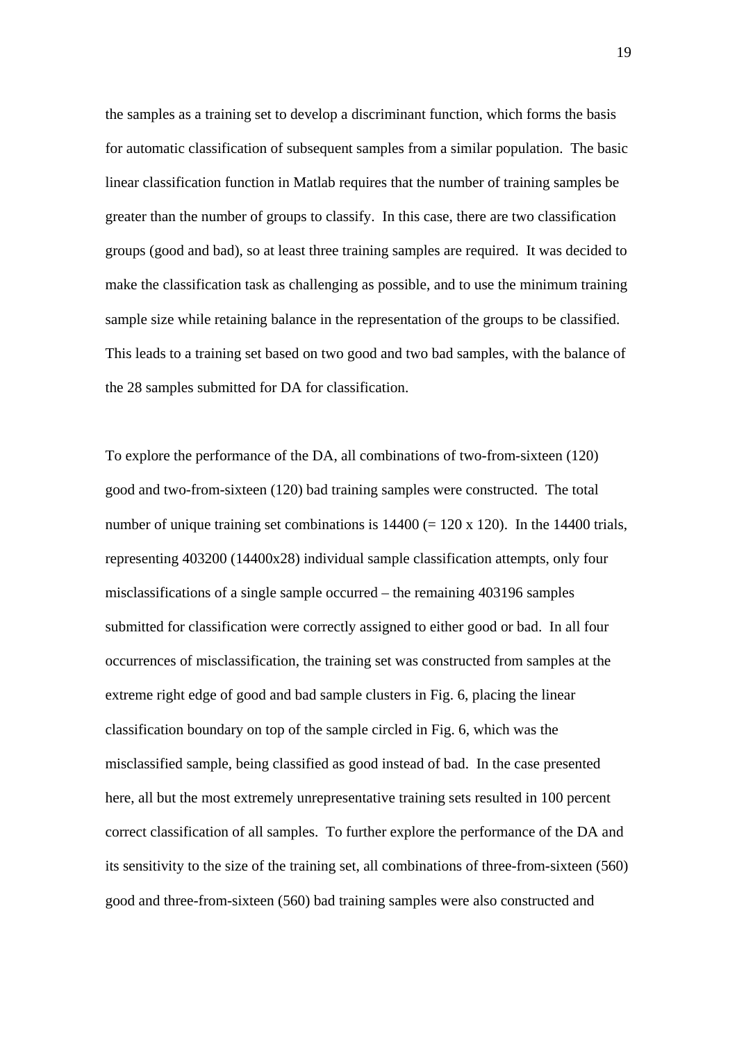the samples as a training set to develop a discriminant function, which forms the basis for automatic classification of subsequent samples from a similar population. The basic linear classification function in Matlab requires that the number of training samples be greater than the number of groups to classify. In this case, there are two classification groups (good and bad), so at least three training samples are required. It was decided to make the classification task as challenging as possible, and to use the minimum training sample size while retaining balance in the representation of the groups to be classified. This leads to a training set based on two good and two bad samples, with the balance of the 28 samples submitted for DA for classification.

To explore the performance of the DA, all combinations of two-from-sixteen (120) good and two-from-sixteen (120) bad training samples were constructed. The total number of unique training set combinations is 14400 (= 120 x 120). In the 14400 trials, representing 403200 (14400x28) individual sample classification attempts, only four misclassifications of a single sample occurred – the remaining 403196 samples submitted for classification were correctly assigned to either good or bad. In all four occurrences of misclassification, the training set was constructed from samples at the extreme right edge of good and bad sample clusters in Fig. 6, placing the linear classification boundary on top of the sample circled in Fig. 6, which was the misclassified sample, being classified as good instead of bad. In the case presented here, all but the most extremely unrepresentative training sets resulted in 100 percent correct classification of all samples. To further explore the performance of the DA and its sensitivity to the size of the training set, all combinations of three-from-sixteen (560) good and three-from-sixteen (560) bad training samples were also constructed and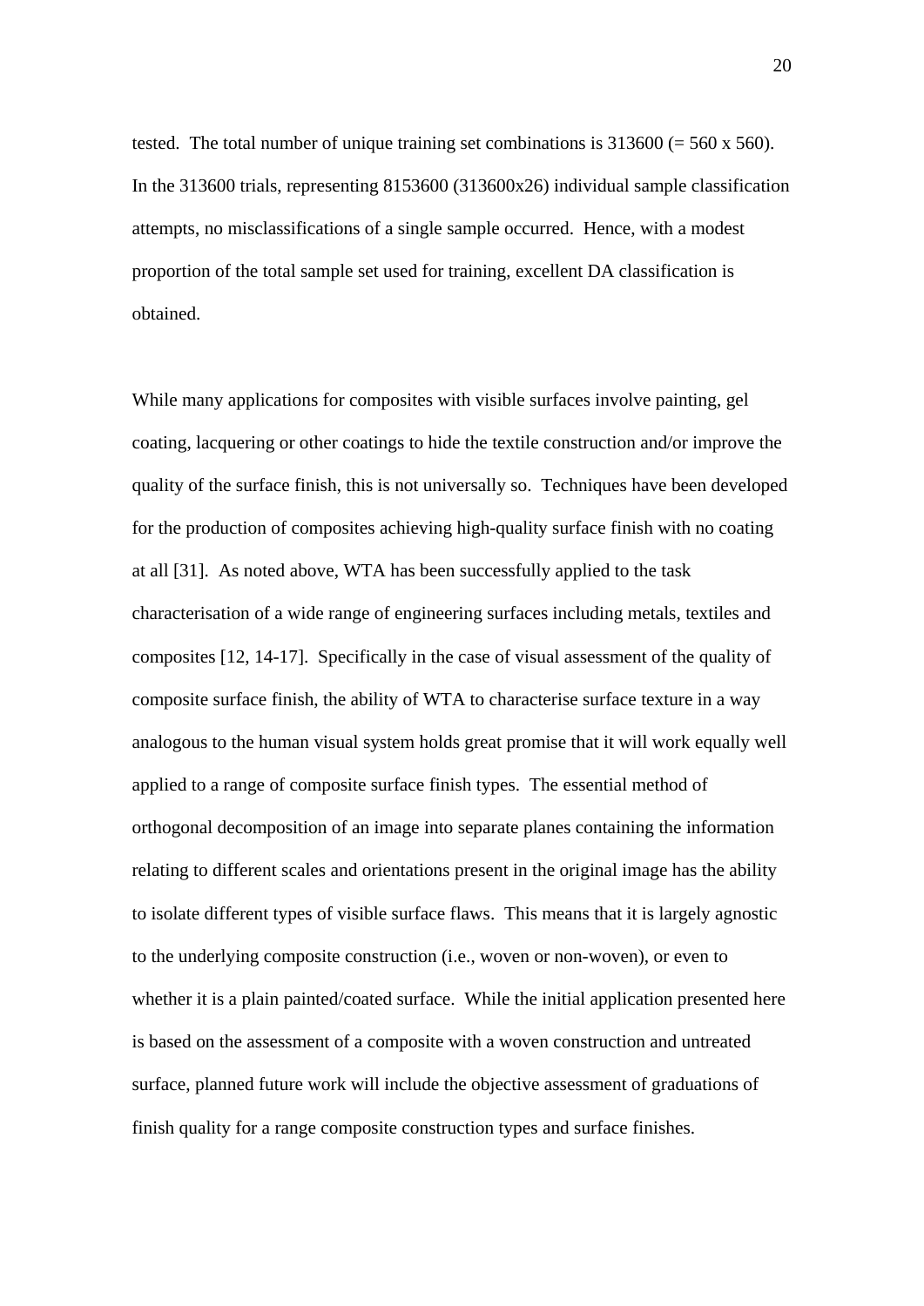tested. The total number of unique training set combinations is 313600 (= 560 x 560). In the 313600 trials, representing 8153600 (313600x26) individual sample classification attempts, no misclassifications of a single sample occurred. Hence, with a modest proportion of the total sample set used for training, excellent DA classification is obtained.

While many applications for composites with visible surfaces involve painting, gel coating, lacquering or other coatings to hide the textile construction and/or improve the quality of the surface finish, this is not universally so. Techniques have been developed for the production of composites achieving high-quality surface finish with no coating at all [31]. As noted above, WTA has been successfully applied to the task characterisation of a wide range of engineering surfaces including metals, textiles and composites [12, 14-17]. Specifically in the case of visual assessment of the quality of composite surface finish, the ability of WTA to characterise surface texture in a way analogous to the human visual system holds great promise that it will work equally well applied to a range of composite surface finish types. The essential method of orthogonal decomposition of an image into separate planes containing the information relating to different scales and orientations present in the original image has the ability to isolate different types of visible surface flaws. This means that it is largely agnostic to the underlying composite construction (i.e., woven or non-woven), or even to whether it is a plain painted/coated surface. While the initial application presented here is based on the assessment of a composite with a woven construction and untreated surface, planned future work will include the objective assessment of graduations of finish quality for a range composite construction types and surface finishes.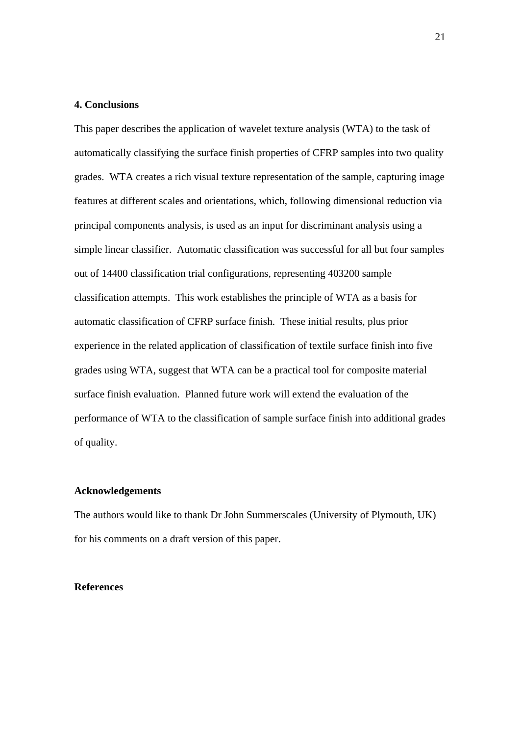## 4. Conclusions

This paper describes the application of wavelet texture analysis (WTA) to the task of automatically classifying the surface finish properties of CFRP samples into two quality grades. WTA creates a rich visual texture representation of the sample, capturing image features at different scales and orientations, which, following dimensional reduction via principal components analysis, is used as an input for discriminant analysis using a simple linear classifier. Automatic classification was successful for all but four samples out of 14400 classification trial configurations, representing 403200 sample classification attempts. This work establishes the principle of WTA as a basis for automatic classification of CFRP surface finish. These initial results, plus prior experience in the related application of classification of textile surface finish into five grades using WTA, suggest that WTA can be a practical tool for composite material surface finish evaluation. Planned future work will extend the evaluation of the performance of WTA to the classification of sample surface finish into additional grades of quality.

## Acknowledgements

The authors would like to thank Dr John Summerscales (University of Plymouth, UK) for his comments on a draft version of this paper.

## References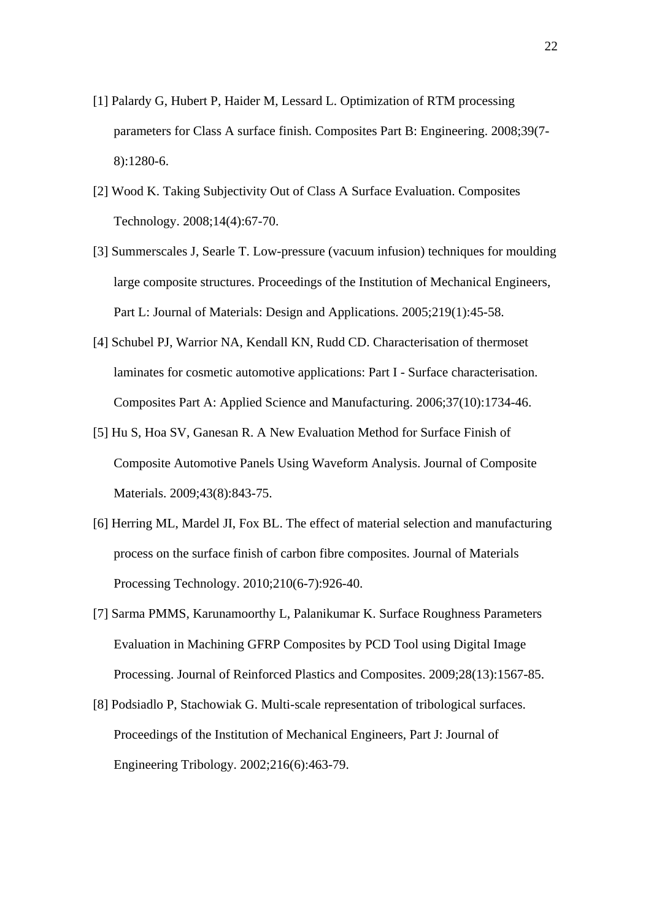[1] Palardy G, Hubert P, Haider M, Lessard L. Optimization of RTM processing parameters for Class A surface finish. Composites Part B: Engineering. 2008;39(7-8):1280-6.

[2] Wood K. Taking Subjectivity Out of Class A Surface Evaluation. Composites Technology. 2008;14(4):67-70.

[3] Summerscales J, Searle T. Low-pressure (vacuum infusion) techniques for moulding large composite structures. Proceedings of the Institution of Mechanical Engineers, Part L: Journal of Materials: Design and Applications. 2005;219(1):45-58.

[4] Schubel PJ, Warrior NA, Kendall KN, Rudd CD. Characterisation of thermoset laminates for cosmetic automotive applications: Part I - Surface characterisation. Composites Part A: Applied Science and Manufacturing. 2006;37(10):1734-46.

[5] Hu S, Hoa SV, Ganesan R. A New Evaluation Method for Surface Finish of Composite Automotive Panels Using Waveform Analysis. Journal of Composite Materials. 2009;43(8):843-75.

[6] Herring ML, Mardel JI, Fox BL. The effect of material selection and manufacturing process on the surface finish of carbon fibre composites. Journal of Materials Processing Technology. 2010;210(6-7):926-40.

[7] Sarma PMMS, Karunamoorthy L, Palanikumar K. Surface Roughness Parameters Evaluation in Machining GFRP Composites by PCD Tool using Digital Image Processing. Journal of Reinforced Plastics and Composites. 2009;28(13):1567-85.

[8] Podsiadlo P, Stachowiak G. Multi-scale representation of tribological surfaces. Proceedings of the Institution of Mechanical Engineers, Part J: Journal of Engineering Tribology. 2002;216(6):463-79.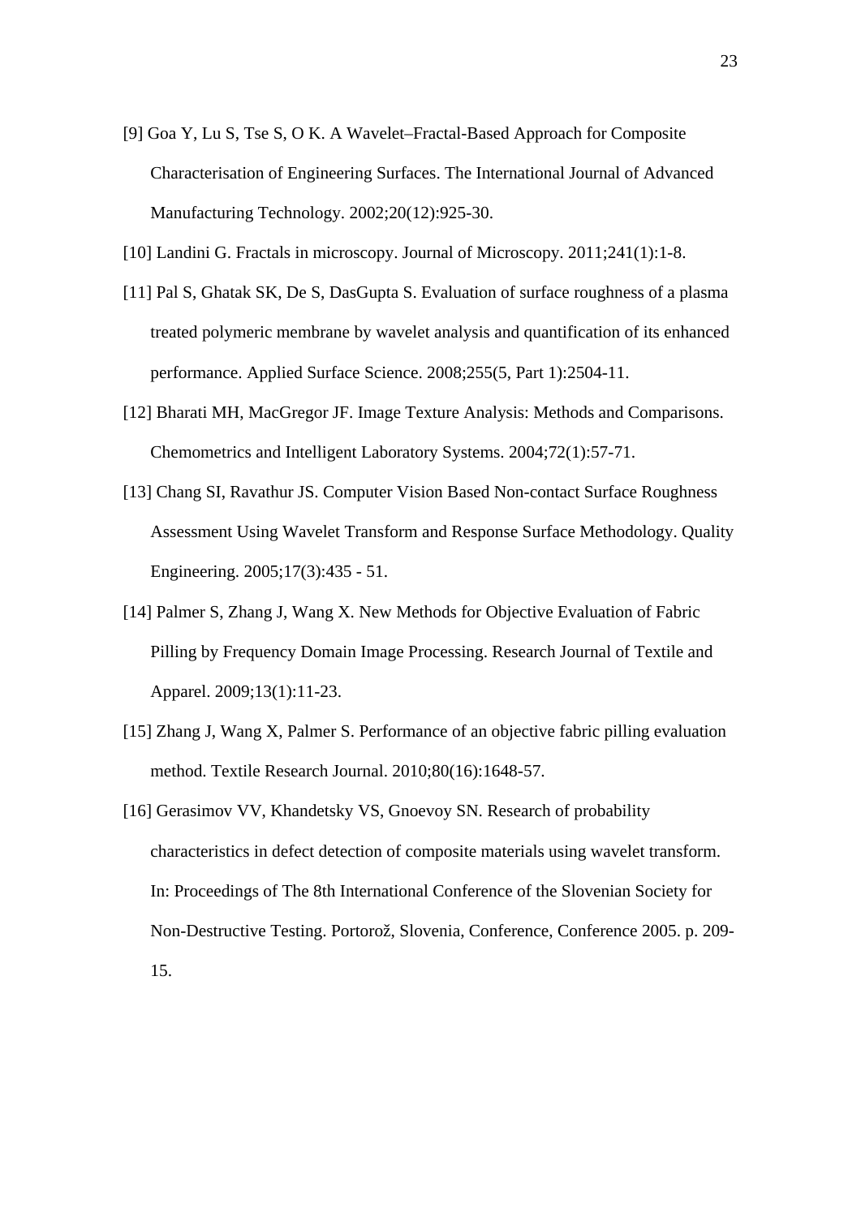[9] Goa Y, Lu S, Tse S, O K. A Wavelet–Fractal-Based Approach for Composite Characterisation of Engineering Surfaces. The International Journal of Advanced Manufacturing Technology. 2002;20(12):925-30.

[10] Landini G. Fractals in microscopy. Journal of Microscopy. 2011;241(1):1-8.

[11] Pal S, Ghatak SK, De S, DasGupta S. Evaluation of surface roughness of a plasma treated polymeric membrane by wavelet analysis and quantification of its enhanced performance. Applied Surface Science. 2008;255(5, Part 1):2504-11.

[12] Bharati MH, MacGregor JF. Image Texture Analysis: Methods and Comparisons. Chemometrics and Intelligent Laboratory Systems. 2004;72(1):57-71.

[13] Chang SI, Ravathur JS. Computer Vision Based Non-contact Surface Roughness Assessment Using Wavelet Transform and Response Surface Methodology. Quality Engineering. 2005;17(3):435 - 51.

[14] Palmer S, Zhang J, Wang X. New Methods for Objective Evaluation of Fabric Pilling by Frequency Domain Image Processing. Research Journal of Textile and Apparel. 2009;13(1):11-23.

[15] Zhang J, Wang X, Palmer S. Performance of an objective fabric pilling evaluation method. Textile Research Journal. 2010;80(16):1648-57.

[16] Gerasimov VV, Khandetsky VS, Gnoevoy SN. Research of probability characteristics in defect detection of composite materials using wavelet transform. In: Proceedings of The 8th International Conference of the Slovenian Society for Non-Destructive Testing. Portorož, Slovenia, Conference, Conference 2005. p. 209-15.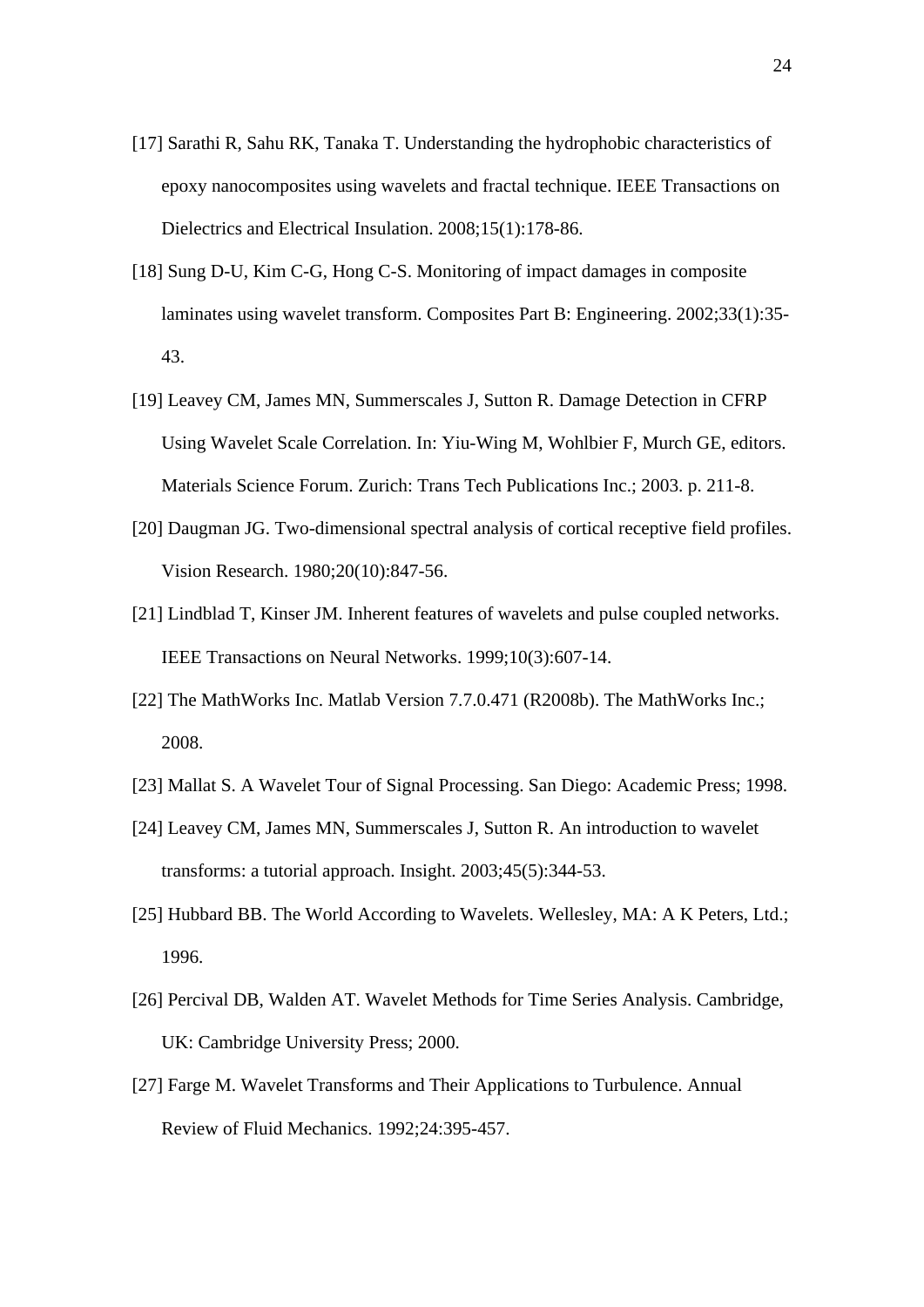[17] Sarathi R, Sahu RK, Tanaka T. Understanding the hydrophobic characteristics of epoxy nanocomposites using wavelets and fractal technique. IEEE Transactions on Dielectrics and Electrical Insulation. 2008;15(1):178-86.

[18] Sung D-U, Kim C-G, Hong C-S. Monitoring of impact damages in composite laminates using wavelet transform. Composites Part B: Engineering. 2002;33(1):35-43.

[19] Leavey CM, James MN, Summerscales J, Sutton R. Damage Detection in CFRP Using Wavelet Scale Correlation. In: Yiu-Wing M, Wohlbier F, Murch GE, editors. Materials Science Forum. Zurich: Trans Tech Publications Inc.; 2003. p. 211-8.

[20] Daugman JG. Two-dimensional spectral analysis of cortical receptive field profiles. Vision Research. 1980;20(10):847-56.

[21] Lindblad T, Kinser JM. Inherent features of wavelets and pulse coupled networks. IEEE Transactions on Neural Networks. 1999;10(3):607-14.

[22] The MathWorks Inc. Matlab Version 7.7.0.471 (R2008b). The MathWorks Inc.; 2008.

[23] Mallat S. A Wavelet Tour of Signal Processing. San Diego: Academic Press; 1998.

[24] Leavey CM, James MN, Summerscales J, Sutton R. An introduction to wavelet transforms: a tutorial approach. Insight. 2003;45(5):344-53.

[25] Hubbard BB. The World According to Wavelets. Wellesley, MA: A K Peters, Ltd.; 1996.

[26] Percival DB, Walden AT. Wavelet Methods for Time Series Analysis. Cambridge, UK: Cambridge University Press; 2000.

[27] Farge M. Wavelet Transforms and Their Applications to Turbulence. Annual Review of Fluid Mechanics. 1992;24:395-457.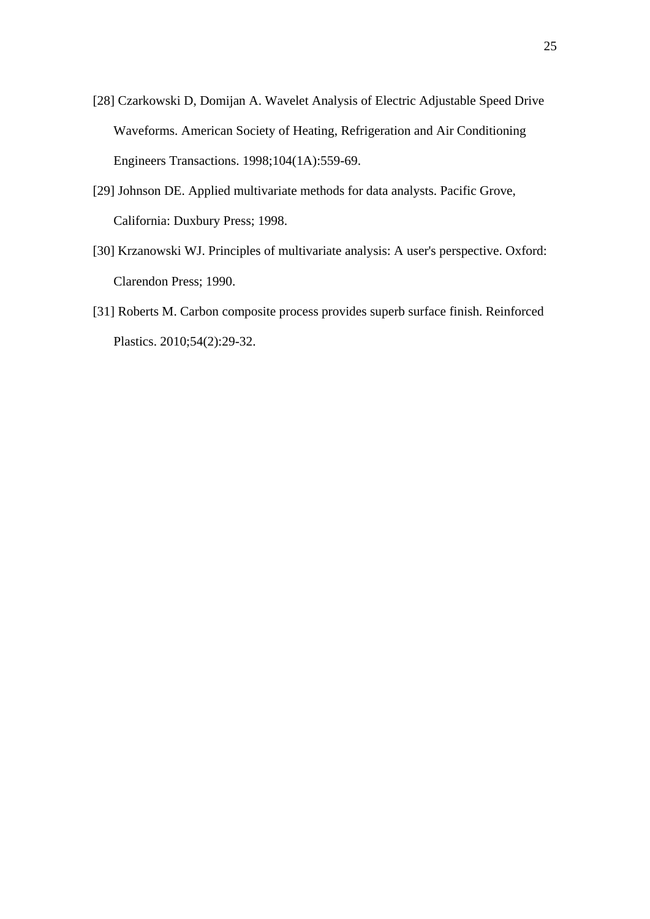[28] Czarkowski D, Domijan A. Wavelet Analysis of Electric Adjustable Speed Drive Waveforms. American Society of Heating, Refrigeration and Air Conditioning Engineers Transactions. 1998;104(1A):559-69.

[29] Johnson DE. Applied multivariate methods for data analysts. Pacific Grove, California: Duxbury Press; 1998.

[30] Krzanowski WJ. Principles of multivariate analysis: A user's perspective. Oxford: Clarendon Press; 1990.

[31] Roberts M. Carbon composite process provides superb surface finish. Reinforced Plastics. 2010;54(2):29-32.